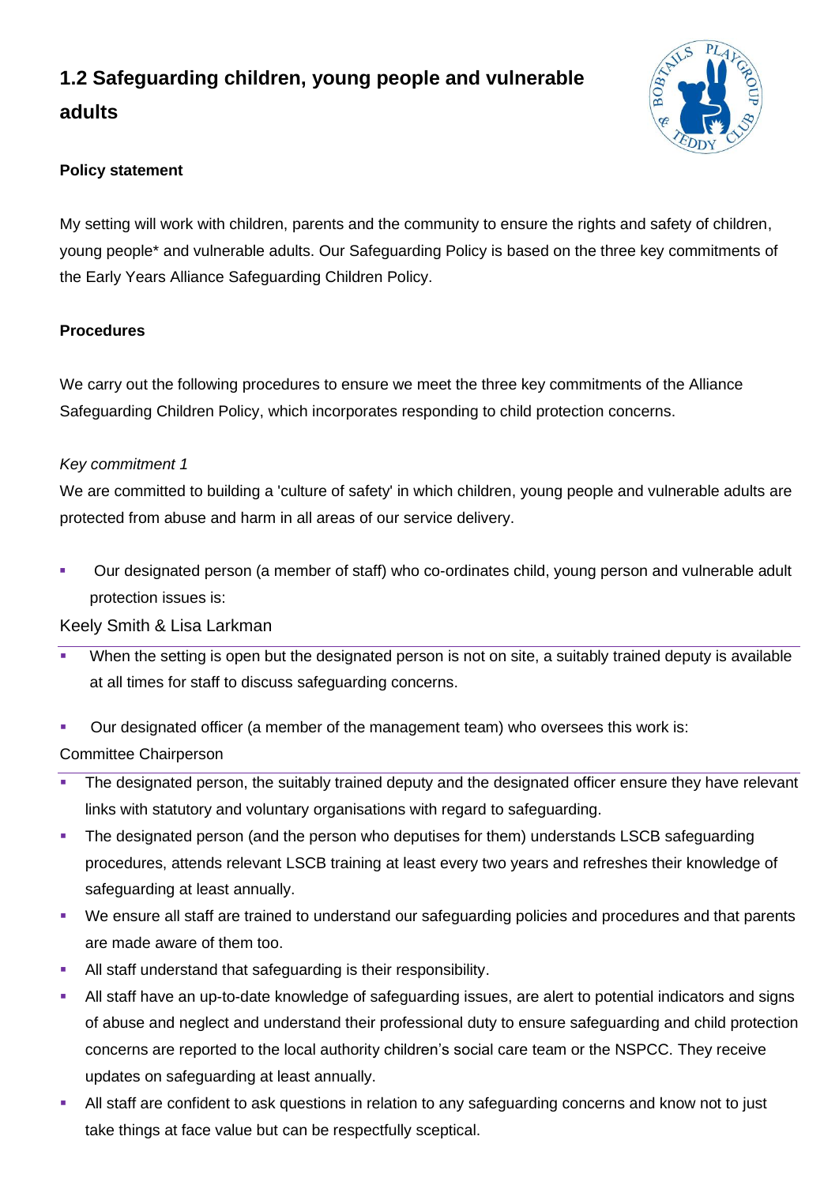# 1.2 Safeguarding children, young people and vulnerable adults

**Policy statement**

My setting will work with children, parents and the community to ensure the rights and safety of children, young people* and vulnerable adults. Our Safeguarding Policy is based on the three key commitments of the Early Years Alliance Safeguarding Children Policy.

**Procedures**

We carry out the following procedures to ensure we meet the three key commitments of the Alliance Safeguarding Children Policy, which incorporates responding to child protection concerns.

*Key commitment 1*

We are committed to building a 'culture of safety' in which children, young people and vulnerable adults are protected from abuse and harm in all areas of our service delivery.

- Our designated person (a member of staff) who co-ordinates child, young person and vulnerable adult protection issues is:

Keely Smith & Lisa Larkman

- When the setting is open but the designated person is not on site, a suitably trained deputy is available at all times for staff to discuss safeguarding concerns.
- Our designated officer (a member of the management team) who oversees this work is:

Committee Chairperson

- The designated person, the suitably trained deputy and the designated officer ensure they have relevant links with statutory and voluntary organisations with regard to safeguarding.
- The designated person (and the person who deputises for them) understands LSCB safeguarding procedures, attends relevant LSCB training at least every two years and refreshes their knowledge of safeguarding at least annually.
- We ensure all staff are trained to understand our safeguarding policies and procedures and that parents are made aware of them too.
- All staff understand that safeguarding is their responsibility.
- All staff have an up-to-date knowledge of safeguarding issues, are alert to potential indicators and signs of abuse and neglect and understand their professional duty to ensure safeguarding and child protection concerns are reported to the local authority children's social care team or the NSPCC. They receive updates on safeguarding at least annually.
- All staff are confident to ask questions in relation to any safeguarding concerns and know not to just take things at face value but can be respectfully sceptical.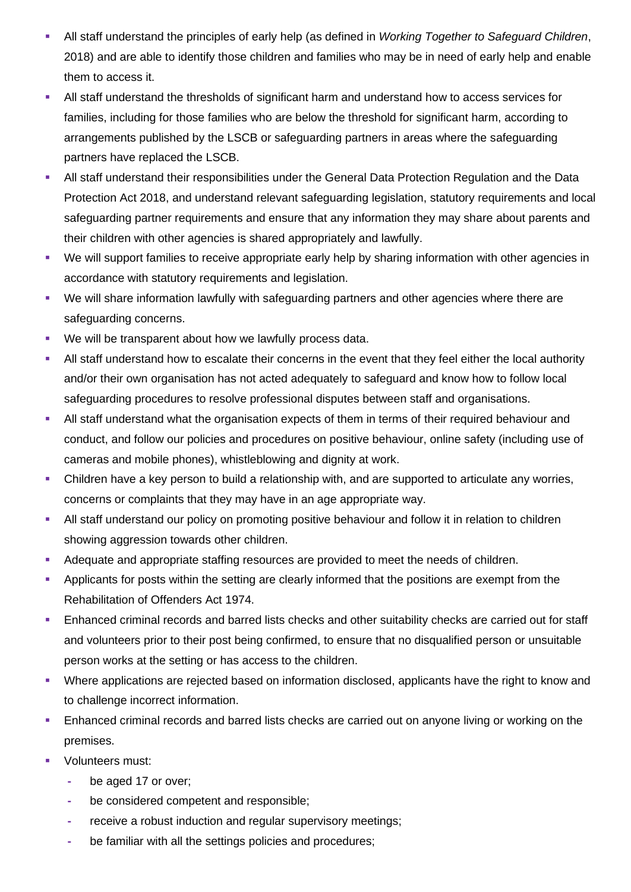- All staff understand the principles of early help (as defined in *Working Together to Safeguard Children*, 2018) and are able to identify those children and families who may be in need of early help and enable them to access it.
- All staff understand the thresholds of significant harm and understand how to access services for families, including for those families who are below the threshold for significant harm, according to arrangements published by the LSCB or safeguarding partners in areas where the safeguarding partners have replaced the LSCB.
- All staff understand their responsibilities under the General Data Protection Regulation and the Data Protection Act 2018, and understand relevant safeguarding legislation, statutory requirements and local safeguarding partner requirements and ensure that any information they may share about parents and their children with other agencies is shared appropriately and lawfully.
- We will support families to receive appropriate early help by sharing information with other agencies in accordance with statutory requirements and legislation.
- We will share information lawfully with safeguarding partners and other agencies where there are safeguarding concerns.
- We will be transparent about how we lawfully process data.
- All staff understand how to escalate their concerns in the event that they feel either the local authority and/or their own organisation has not acted adequately to safeguard and know how to follow local safeguarding procedures to resolve professional disputes between staff and organisations.
- All staff understand what the organisation expects of them in terms of their required behaviour and conduct, and follow our policies and procedures on positive behaviour, online safety (including use of cameras and mobile phones), whistleblowing and dignity at work.
- Children have a key person to build a relationship with, and are supported to articulate any worries, concerns or complaints that they may have in an age appropriate way.
- All staff understand our policy on promoting positive behaviour and follow it in relation to children showing aggression towards other children.
- Adequate and appropriate staffing resources are provided to meet the needs of children.
- Applicants for posts within the setting are clearly informed that the positions are exempt from the Rehabilitation of Offenders Act 1974.
- Enhanced criminal records and barred lists checks and other suitability checks are carried out for staff and volunteers prior to their post being confirmed, to ensure that no disqualified person or unsuitable person works at the setting or has access to the children.
- Where applications are rejected based on information disclosed, applicants have the right to know and to challenge incorrect information.
- Enhanced criminal records and barred lists checks are carried out on anyone living or working on the premises.
- Volunteers must:
  - be aged 17 or over;
  - be considered competent and responsible;
  - receive a robust induction and regular supervisory meetings;
  - be familiar with all the settings policies and procedures;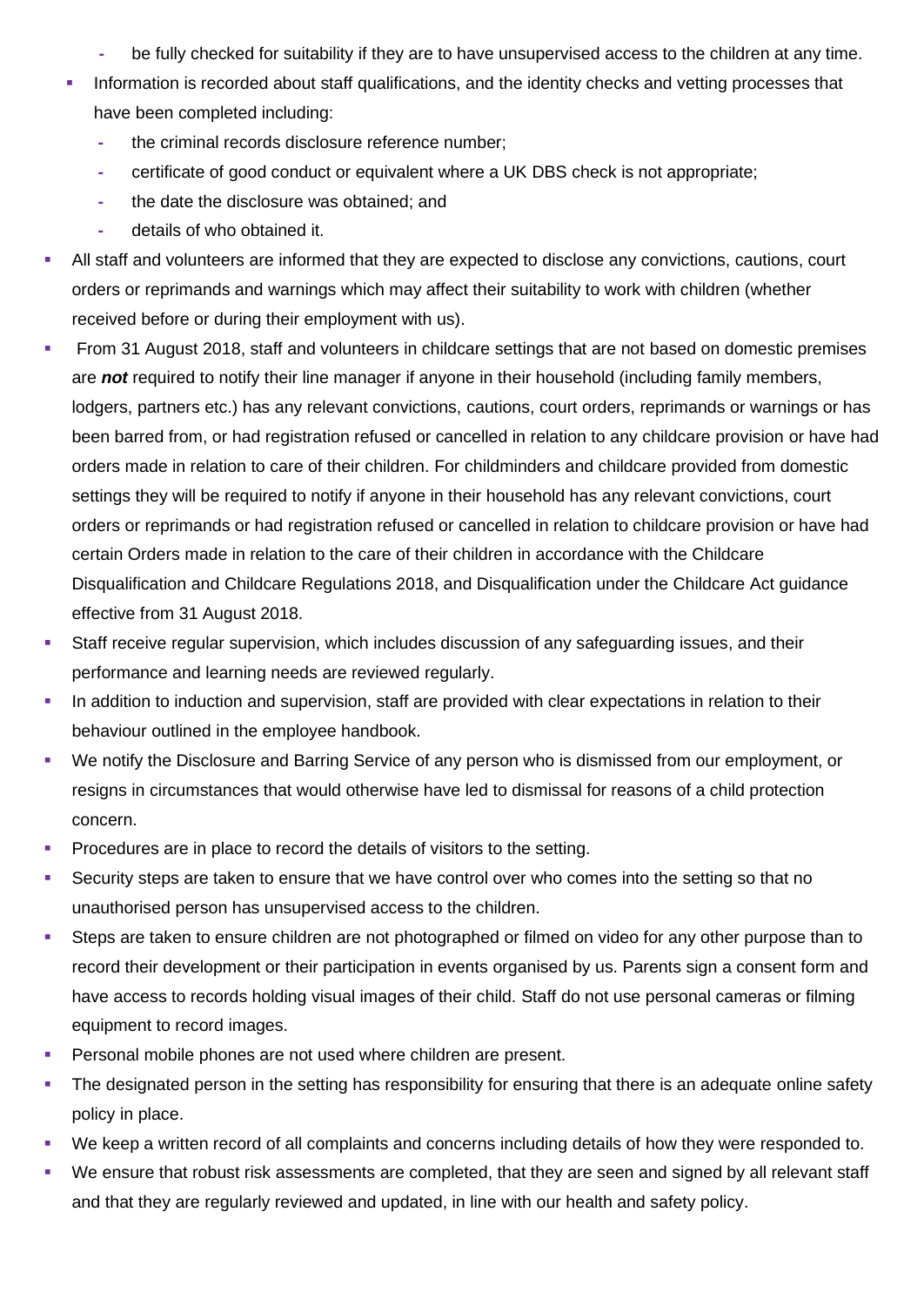- be fully checked for suitability if they are to have unsupervised access to the children at any time.
  - Information is recorded about staff qualifications, and the identity checks and vetting processes that have been completed including:
    - the criminal records disclosure reference number;
    - certificate of good conduct or equivalent where a UK DBS check is not appropriate;
    - the date the disclosure was obtained; and
    - details of who obtained it.
- All staff and volunteers are informed that they are expected to disclose any convictions, cautions, court orders or reprimands and warnings which may affect their suitability to work with children (whether received before or during their employment with us).
- From 31 August 2018, staff and volunteers in childcare settings that are not based on domestic premises are ***not*** required to notify their line manager if anyone in their household (including family members, lodgers, partners etc.) has any relevant convictions, cautions, court orders, reprimands or warnings or has been barred from, or had registration refused or cancelled in relation to any childcare provision or have had orders made in relation to care of their children. For childminders and childcare provided from domestic settings they will be required to notify if anyone in their household has any relevant convictions, court orders or reprimands or had registration refused or cancelled in relation to childcare provision or have had certain Orders made in relation to the care of their children in accordance with the Childcare Disqualification and Childcare Regulations 2018, and Disqualification under the Childcare Act guidance effective from 31 August 2018.
- Staff receive regular supervision, which includes discussion of any safeguarding issues, and their performance and learning needs are reviewed regularly.
- In addition to induction and supervision, staff are provided with clear expectations in relation to their behaviour outlined in the employee handbook.
- We notify the Disclosure and Barring Service of any person who is dismissed from our employment, or resigns in circumstances that would otherwise have led to dismissal for reasons of a child protection concern.
- Procedures are in place to record the details of visitors to the setting.
- Security steps are taken to ensure that we have control over who comes into the setting so that no unauthorised person has unsupervised access to the children.
- Steps are taken to ensure children are not photographed or filmed on video for any other purpose than to record their development or their participation in events organised by us. Parents sign a consent form and have access to records holding visual images of their child. Staff do not use personal cameras or filming equipment to record images.
- Personal mobile phones are not used where children are present.
- The designated person in the setting has responsibility for ensuring that there is an adequate online safety policy in place.
- We keep a written record of all complaints and concerns including details of how they were responded to.
- We ensure that robust risk assessments are completed, that they are seen and signed by all relevant staff and that they are regularly reviewed and updated, in line with our health and safety policy.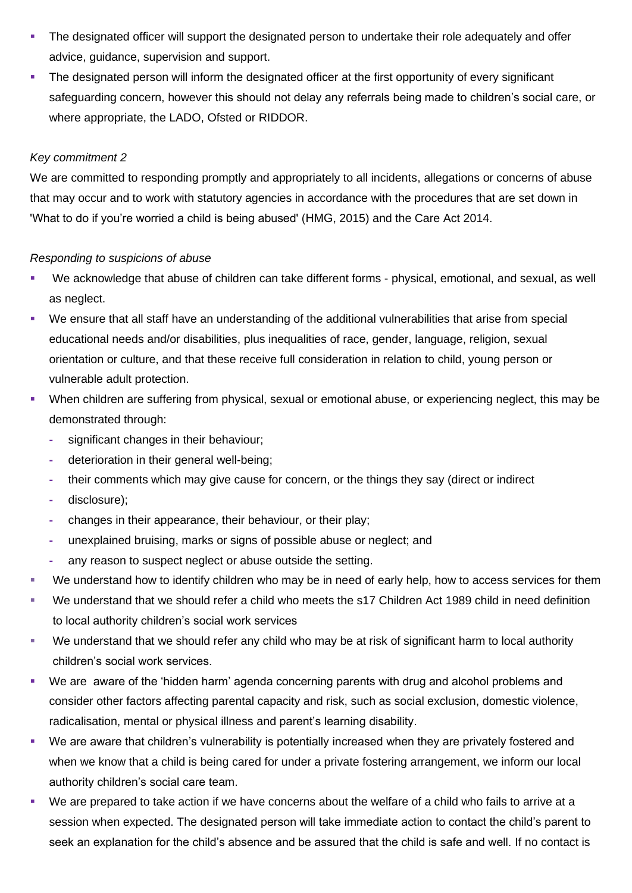- The designated officer will support the designated person to undertake their role adequately and offer advice, guidance, supervision and support.
- The designated person will inform the designated officer at the first opportunity of every significant safeguarding concern, however this should not delay any referrals being made to children's social care, or where appropriate, the LADO, Ofsted or RIDDOR.

*Key commitment 2*

We are committed to responding promptly and appropriately to all incidents, allegations or concerns of abuse that may occur and to work with statutory agencies in accordance with the procedures that are set down in 'What to do if you're worried a child is being abused' (HMG, 2015) and the Care Act 2014.

*Responding to suspicions of abuse*

- We acknowledge that abuse of children can take different forms - physical, emotional, and sexual, as well as neglect.
- We ensure that all staff have an understanding of the additional vulnerabilities that arise from special educational needs and/or disabilities, plus inequalities of race, gender, language, religion, sexual orientation or culture, and that these receive full consideration in relation to child, young person or vulnerable adult protection.
- When children are suffering from physical, sexual or emotional abuse, or experiencing neglect, this may be demonstrated through:
  - significant changes in their behaviour;
  - deterioration in their general well-being;
  - their comments which may give cause for concern, or the things they say (direct or indirect
  - disclosure);
  - changes in their appearance, their behaviour, or their play;
  - unexplained bruising, marks or signs of possible abuse or neglect; and
  - any reason to suspect neglect or abuse outside the setting.
- We understand how to identify children who may be in need of early help, how to access services for them
- We understand that we should refer a child who meets the s17 Children Act 1989 child in need definition to local authority children's social work services
- We understand that we should refer any child who may be at risk of significant harm to local authority children's social work services.
- We are aware of the 'hidden harm' agenda concerning parents with drug and alcohol problems and consider other factors affecting parental capacity and risk, such as social exclusion, domestic violence, radicalisation, mental or physical illness and parent's learning disability.
- We are aware that children's vulnerability is potentially increased when they are privately fostered and when we know that a child is being cared for under a private fostering arrangement, we inform our local authority children's social care team.
- We are prepared to take action if we have concerns about the welfare of a child who fails to arrive at a session when expected. The designated person will take immediate action to contact the child's parent to seek an explanation for the child's absence and be assured that the child is safe and well. If no contact is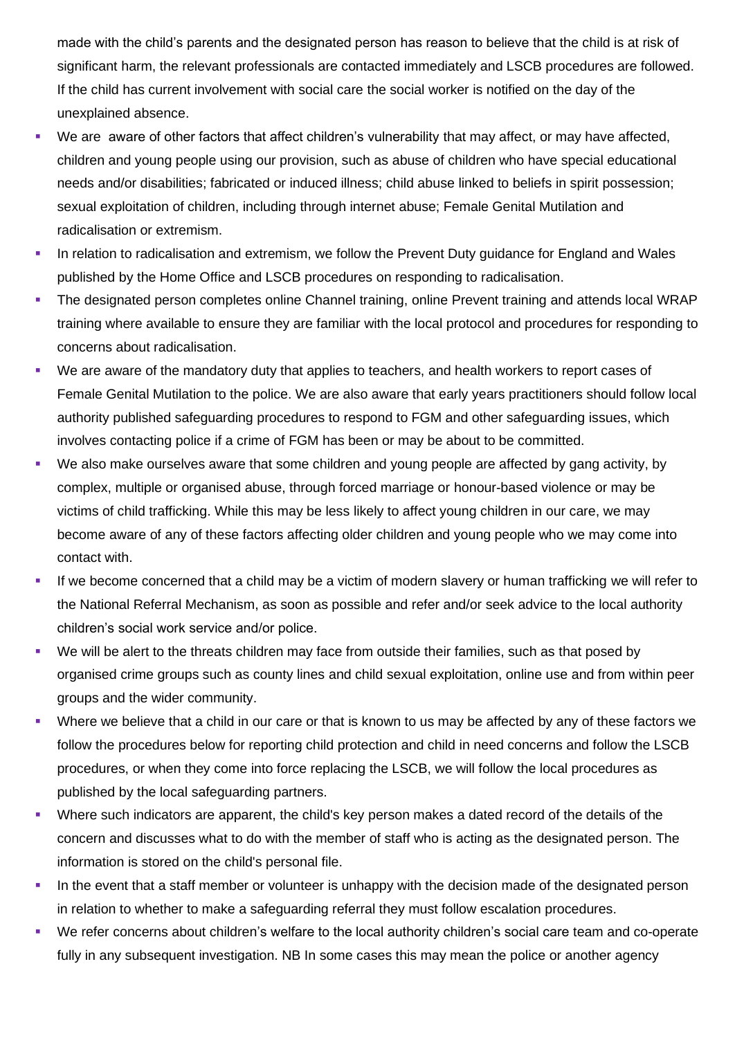made with the child's parents and the designated person has reason to believe that the child is at risk of significant harm, the relevant professionals are contacted immediately and LSCB procedures are followed. If the child has current involvement with social care the social worker is notified on the day of the unexplained absence.

- We are aware of other factors that affect children's vulnerability that may affect, or may have affected, children and young people using our provision, such as abuse of children who have special educational needs and/or disabilities; fabricated or induced illness; child abuse linked to beliefs in spirit possession; sexual exploitation of children, including through internet abuse; Female Genital Mutilation and radicalisation or extremism.
- In relation to radicalisation and extremism, we follow the Prevent Duty guidance for England and Wales published by the Home Office and LSCB procedures on responding to radicalisation.
- The designated person completes online Channel training, online Prevent training and attends local WRAP training where available to ensure they are familiar with the local protocol and procedures for responding to concerns about radicalisation.
- We are aware of the mandatory duty that applies to teachers, and health workers to report cases of Female Genital Mutilation to the police. We are also aware that early years practitioners should follow local authority published safeguarding procedures to respond to FGM and other safeguarding issues, which involves contacting police if a crime of FGM has been or may be about to be committed.
- We also make ourselves aware that some children and young people are affected by gang activity, by complex, multiple or organised abuse, through forced marriage or honour-based violence or may be victims of child trafficking. While this may be less likely to affect young children in our care, we may become aware of any of these factors affecting older children and young people who we may come into contact with.
- If we become concerned that a child may be a victim of modern slavery or human trafficking we will refer to the National Referral Mechanism, as soon as possible and refer and/or seek advice to the local authority children's social work service and/or police.
- We will be alert to the threats children may face from outside their families, such as that posed by organised crime groups such as county lines and child sexual exploitation, online use and from within peer groups and the wider community.
- Where we believe that a child in our care or that is known to us may be affected by any of these factors we follow the procedures below for reporting child protection and child in need concerns and follow the LSCB procedures, or when they come into force replacing the LSCB, we will follow the local procedures as published by the local safeguarding partners.
- Where such indicators are apparent, the child's key person makes a dated record of the details of the concern and discusses what to do with the member of staff who is acting as the designated person. The information is stored on the child's personal file.
- In the event that a staff member or volunteer is unhappy with the decision made of the designated person in relation to whether to make a safeguarding referral they must follow escalation procedures.
- We refer concerns about children's welfare to the local authority children's social care team and co-operate fully in any subsequent investigation. NB In some cases this may mean the police or another agency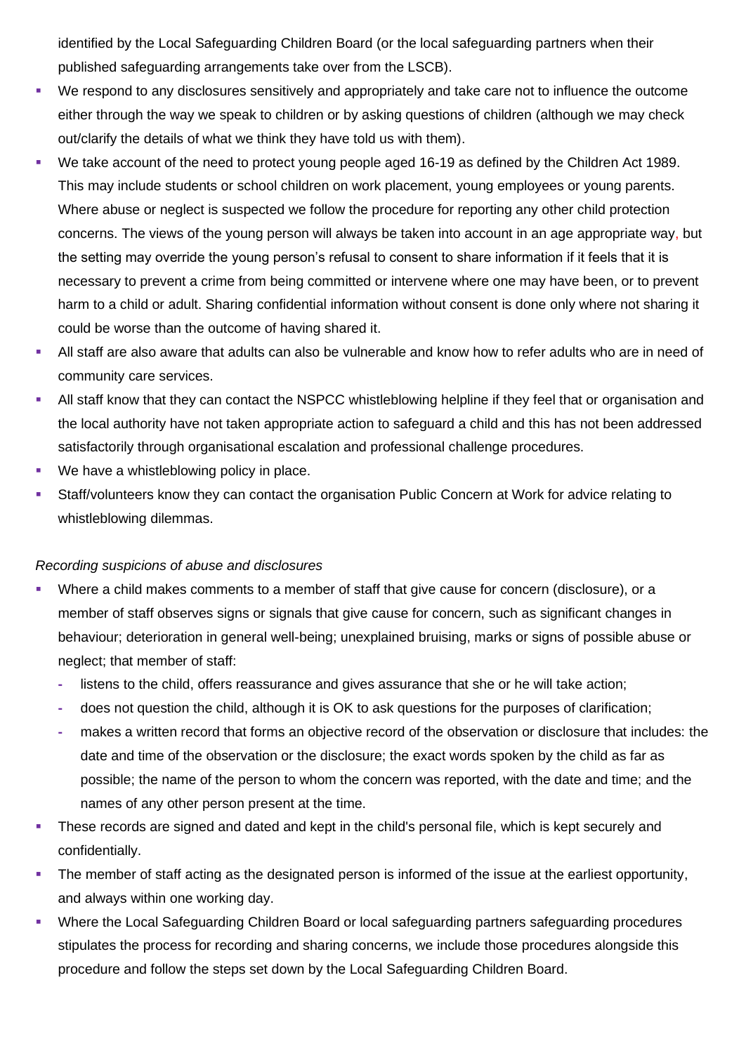identified by the Local Safeguarding Children Board (or the local safeguarding partners when their published safeguarding arrangements take over from the LSCB).

- We respond to any disclosures sensitively and appropriately and take care not to influence the outcome either through the way we speak to children or by asking questions of children (although we may check out/clarify the details of what we think they have told us with them).
- We take account of the need to protect young people aged 16-19 as defined by the Children Act 1989. This may include students or school children on work placement, young employees or young parents. Where abuse or neglect is suspected we follow the procedure for reporting any other child protection concerns. The views of the young person will always be taken into account in an age appropriate way, but the setting may override the young person's refusal to consent to share information if it feels that it is necessary to prevent a crime from being committed or intervene where one may have been, or to prevent harm to a child or adult. Sharing confidential information without consent is done only where not sharing it could be worse than the outcome of having shared it.
- All staff are also aware that adults can also be vulnerable and know how to refer adults who are in need of community care services.
- All staff know that they can contact the NSPCC whistleblowing helpline if they feel that or organisation and the local authority have not taken appropriate action to safeguard a child and this has not been addressed satisfactorily through organisational escalation and professional challenge procedures.
- We have a whistleblowing policy in place.
- Staff/volunteers know they can contact the organisation Public Concern at Work for advice relating to whistleblowing dilemmas.

*Recording suspicions of abuse and disclosures*

- Where a child makes comments to a member of staff that give cause for concern (disclosure), or a member of staff observes signs or signals that give cause for concern, such as significant changes in behaviour; deterioration in general well-being; unexplained bruising, marks or signs of possible abuse or neglect; that member of staff:
  - listens to the child, offers reassurance and gives assurance that she or he will take action;
  - does not question the child, although it is OK to ask questions for the purposes of clarification;
  - makes a written record that forms an objective record of the observation or disclosure that includes: the date and time of the observation or the disclosure; the exact words spoken by the child as far as possible; the name of the person to whom the concern was reported, with the date and time; and the names of any other person present at the time.
- These records are signed and dated and kept in the child's personal file, which is kept securely and confidentially.
- The member of staff acting as the designated person is informed of the issue at the earliest opportunity, and always within one working day.
- Where the Local Safeguarding Children Board or local safeguarding partners safeguarding procedures stipulates the process for recording and sharing concerns, we include those procedures alongside this procedure and follow the steps set down by the Local Safeguarding Children Board.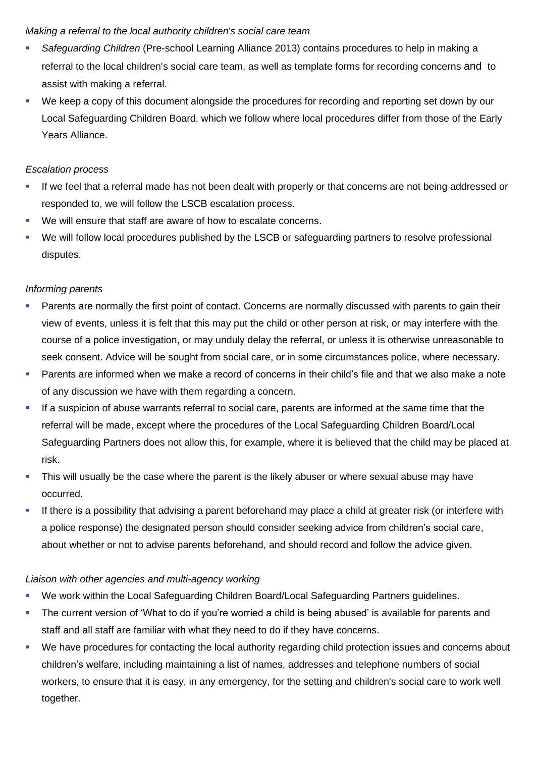*Making a referral to the local authority children's social care team*

- *Safeguarding Children* (Pre-school Learning Alliance 2013) contains procedures to help in making a referral to the local children's social care team, as well as template forms for recording concerns and to assist with making a referral.
- We keep a copy of this document alongside the procedures for recording and reporting set down by our Local Safeguarding Children Board, which we follow where local procedures differ from those of the Early Years Alliance.

*Escalation process*

- If we feel that a referral made has not been dealt with properly or that concerns are not being addressed or responded to, we will follow the LSCB escalation process.
- We will ensure that staff are aware of how to escalate concerns.
- We will follow local procedures published by the LSCB or safeguarding partners to resolve professional disputes.

*Informing parents*

- Parents are normally the first point of contact. Concerns are normally discussed with parents to gain their view of events, unless it is felt that this may put the child or other person at risk, or may interfere with the course of a police investigation, or may unduly delay the referral, or unless it is otherwise unreasonable to seek consent. Advice will be sought from social care, or in some circumstances police, where necessary.
- Parents are informed when we make a record of concerns in their child's file and that we also make a note of any discussion we have with them regarding a concern.
- If a suspicion of abuse warrants referral to social care, parents are informed at the same time that the referral will be made, except where the procedures of the Local Safeguarding Children Board/Local Safeguarding Partners does not allow this, for example, where it is believed that the child may be placed at risk.
- This will usually be the case where the parent is the likely abuser or where sexual abuse may have occurred.
- If there is a possibility that advising a parent beforehand may place a child at greater risk (or interfere with a police response) the designated person should consider seeking advice from children's social care, about whether or not to advise parents beforehand, and should record and follow the advice given.

*Liaison with other agencies and multi-agency working*

- We work within the Local Safeguarding Children Board/Local Safeguarding Partners guidelines.
- The current version of 'What to do if you're worried a child is being abused' is available for parents and staff and all staff are familiar with what they need to do if they have concerns.
- We have procedures for contacting the local authority regarding child protection issues and concerns about children's welfare, including maintaining a list of names, addresses and telephone numbers of social workers, to ensure that it is easy, in any emergency, for the setting and children's social care to work well together.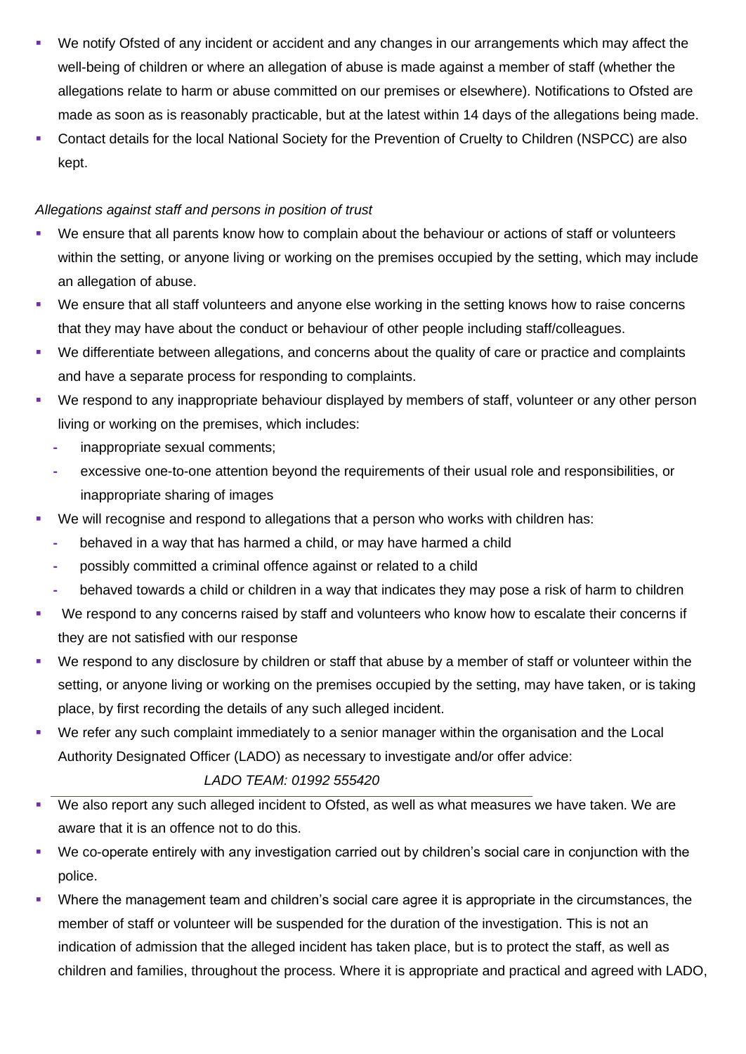- We notify Ofsted of any incident or accident and any changes in our arrangements which may affect the well-being of children or where an allegation of abuse is made against a member of staff (whether the allegations relate to harm or abuse committed on our premises or elsewhere). Notifications to Ofsted are made as soon as is reasonably practicable, but at the latest within 14 days of the allegations being made.
- Contact details for the local National Society for the Prevention of Cruelty to Children (NSPCC) are also kept.

*Allegations against staff and persons in position of trust*

- We ensure that all parents know how to complain about the behaviour or actions of staff or volunteers within the setting, or anyone living or working on the premises occupied by the setting, which may include an allegation of abuse.
- We ensure that all staff volunteers and anyone else working in the setting knows how to raise concerns that they may have about the conduct or behaviour of other people including staff/colleagues.
- We differentiate between allegations, and concerns about the quality of care or practice and complaints and have a separate process for responding to complaints.
- We respond to any inappropriate behaviour displayed by members of staff, volunteer or any other person living or working on the premises, which includes:
  - inappropriate sexual comments;
  - excessive one-to-one attention beyond the requirements of their usual role and responsibilities, or inappropriate sharing of images
- We will recognise and respond to allegations that a person who works with children has:
  - behaved in a way that has harmed a child, or may have harmed a child
  - possibly committed a criminal offence against or related to a child
  - behaved towards a child or children in a way that indicates they may pose a risk of harm to children
- We respond to any concerns raised by staff and volunteers who know how to escalate their concerns if they are not satisfied with our response
- We respond to any disclosure by children or staff that abuse by a member of staff or volunteer within the setting, or anyone living or working on the premises occupied by the setting, may have taken, or is taking place, by first recording the details of any such alleged incident.
- We refer any such complaint immediately to a senior manager within the organisation and the Local Authority Designated Officer (LADO) as necessary to investigate and/or offer advice:

  *LADO TEAM: 01992 555420*

- We also report any such alleged incident to Ofsted, as well as what measures we have taken. We are aware that it is an offence not to do this.
- We co-operate entirely with any investigation carried out by children's social care in conjunction with the police.
- Where the management team and children's social care agree it is appropriate in the circumstances, the member of staff or volunteer will be suspended for the duration of the investigation. This is not an indication of admission that the alleged incident has taken place, but is to protect the staff, as well as children and families, throughout the process. Where it is appropriate and practical and agreed with LADO,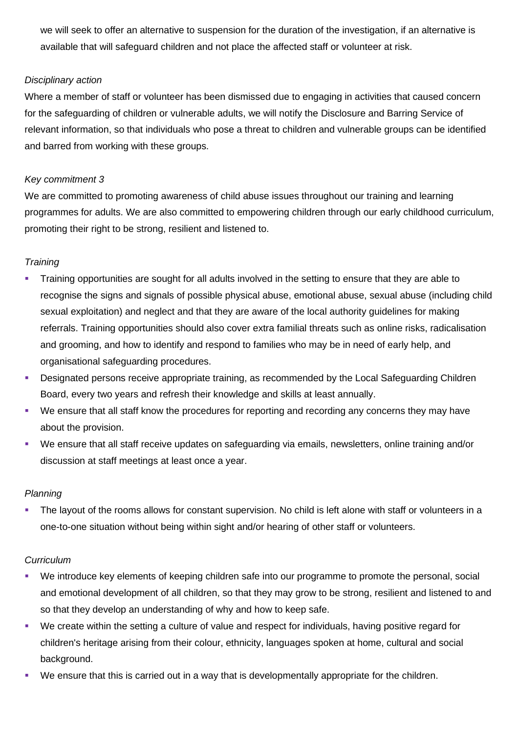we will seek to offer an alternative to suspension for the duration of the investigation, if an alternative is available that will safeguard children and not place the affected staff or volunteer at risk.

*Disciplinary action*

Where a member of staff or volunteer has been dismissed due to engaging in activities that caused concern for the safeguarding of children or vulnerable adults, we will notify the Disclosure and Barring Service of relevant information, so that individuals who pose a threat to children and vulnerable groups can be identified and barred from working with these groups.

*Key commitment 3*

We are committed to promoting awareness of child abuse issues throughout our training and learning programmes for adults. We are also committed to empowering children through our early childhood curriculum, promoting their right to be strong, resilient and listened to.

*Training*

- Training opportunities are sought for all adults involved in the setting to ensure that they are able to recognise the signs and signals of possible physical abuse, emotional abuse, sexual abuse (including child sexual exploitation) and neglect and that they are aware of the local authority guidelines for making referrals. Training opportunities should also cover extra familial threats such as online risks, radicalisation and grooming, and how to identify and respond to families who may be in need of early help, and organisational safeguarding procedures.
- Designated persons receive appropriate training, as recommended by the Local Safeguarding Children Board, every two years and refresh their knowledge and skills at least annually.
- We ensure that all staff know the procedures for reporting and recording any concerns they may have about the provision.
- We ensure that all staff receive updates on safeguarding via emails, newsletters, online training and/or discussion at staff meetings at least once a year.

*Planning*

- The layout of the rooms allows for constant supervision. No child is left alone with staff or volunteers in a one-to-one situation without being within sight and/or hearing of other staff or volunteers.

*Curriculum*

- We introduce key elements of keeping children safe into our programme to promote the personal, social and emotional development of all children, so that they may grow to be strong, resilient and listened to and so that they develop an understanding of why and how to keep safe.
- We create within the setting a culture of value and respect for individuals, having positive regard for children's heritage arising from their colour, ethnicity, languages spoken at home, cultural and social background.
- We ensure that this is carried out in a way that is developmentally appropriate for the children.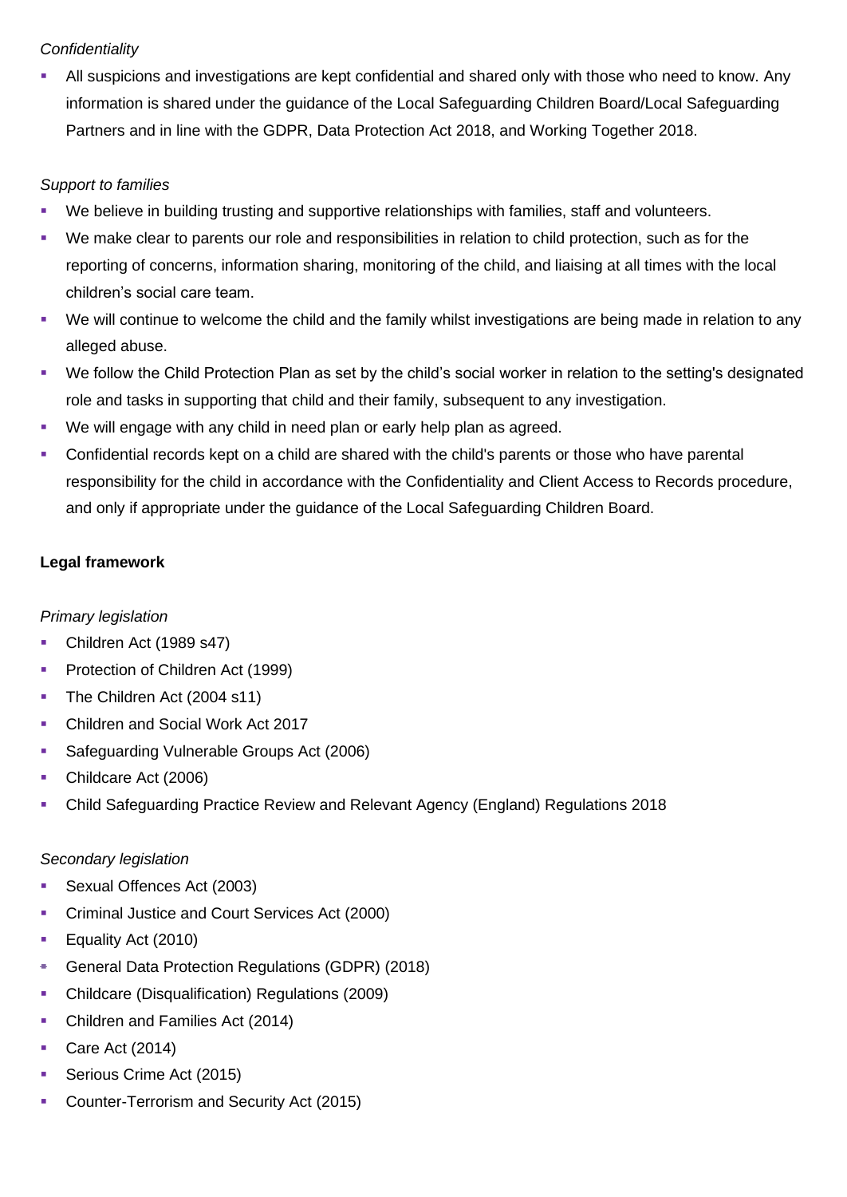*Confidentiality*

- All suspicions and investigations are kept confidential and shared only with those who need to know. Any information is shared under the guidance of the Local Safeguarding Children Board/Local Safeguarding Partners and in line with the GDPR, Data Protection Act 2018, and Working Together 2018.

*Support to families*

- We believe in building trusting and supportive relationships with families, staff and volunteers.
- We make clear to parents our role and responsibilities in relation to child protection, such as for the reporting of concerns, information sharing, monitoring of the child, and liaising at all times with the local children's social care team.
- We will continue to welcome the child and the family whilst investigations are being made in relation to any alleged abuse.
- We follow the Child Protection Plan as set by the child's social worker in relation to the setting's designated role and tasks in supporting that child and their family, subsequent to any investigation.
- We will engage with any child in need plan or early help plan as agreed.
- Confidential records kept on a child are shared with the child's parents or those who have parental responsibility for the child in accordance with the Confidentiality and Client Access to Records procedure, and only if appropriate under the guidance of the Local Safeguarding Children Board.

**Legal framework**

*Primary legislation*

- Children Act (1989 s47)
- Protection of Children Act (1999)
- The Children Act (2004 s11)
- Children and Social Work Act 2017
- Safeguarding Vulnerable Groups Act (2006)
- Childcare Act (2006)
- Child Safeguarding Practice Review and Relevant Agency (England) Regulations 2018

*Secondary legislation*

- Sexual Offences Act (2003)
- Criminal Justice and Court Services Act (2000)
- Equality Act (2010)
- General Data Protection Regulations (GDPR) (2018)
- Childcare (Disqualification) Regulations (2009)
- Children and Families Act (2014)
- Care Act (2014)
- Serious Crime Act (2015)
- Counter-Terrorism and Security Act (2015)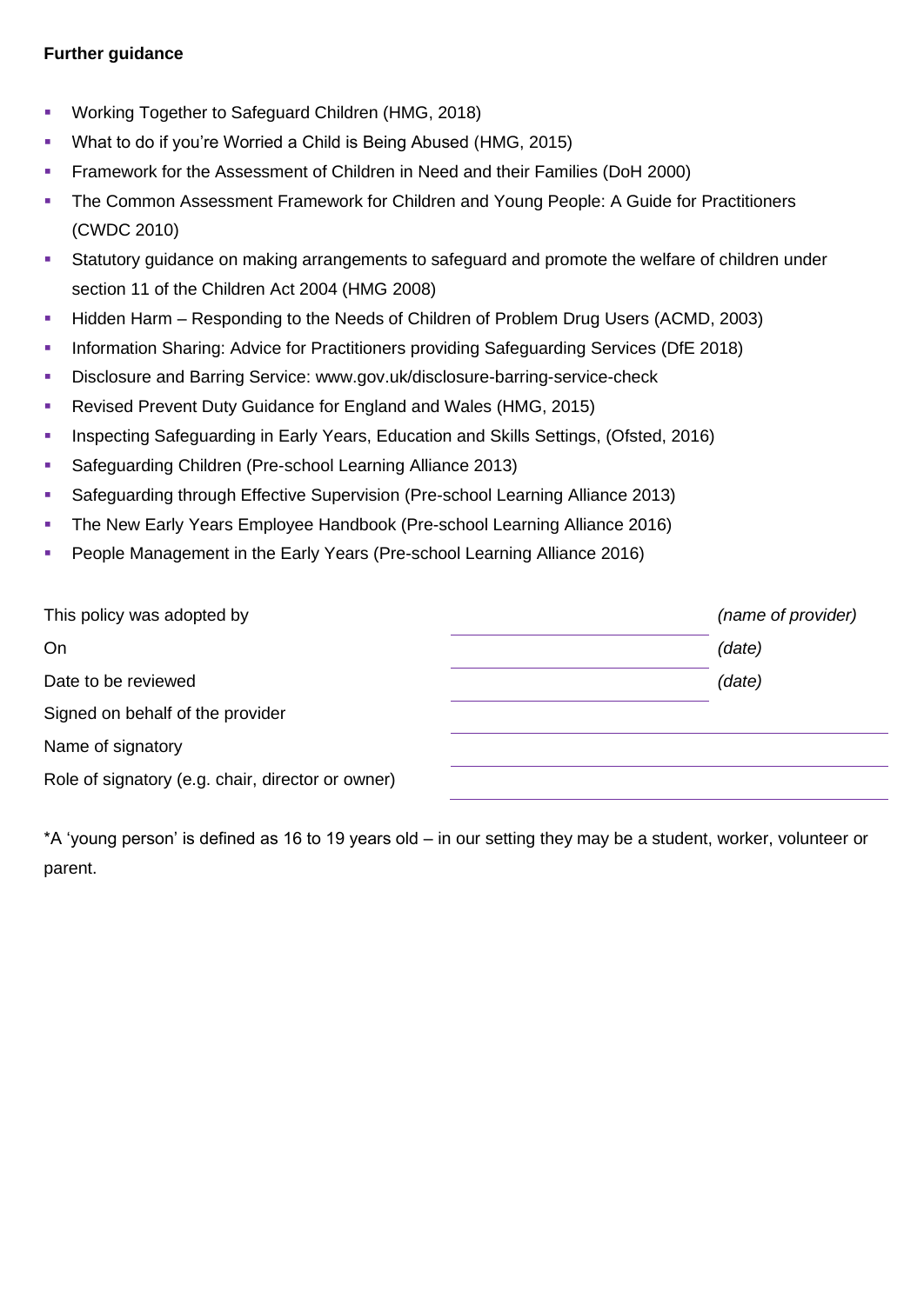**Further guidance**

- Working Together to Safeguard Children (HMG, 2018)
- What to do if you're Worried a Child is Being Abused (HMG, 2015)
- Framework for the Assessment of Children in Need and their Families (DoH 2000)
- The Common Assessment Framework for Children and Young People: A Guide for Practitioners (CWDC 2010)
- Statutory guidance on making arrangements to safeguard and promote the welfare of children under section 11 of the Children Act 2004 (HMG 2008)
- Hidden Harm – Responding to the Needs of Children of Problem Drug Users (ACMD, 2003)
- Information Sharing: Advice for Practitioners providing Safeguarding Services (DfE 2018)
- Disclosure and Barring Service: www.gov.uk/disclosure-barring-service-check
- Revised Prevent Duty Guidance for England and Wales (HMG, 2015)
- Inspecting Safeguarding in Early Years, Education and Skills Settings, (Ofsted, 2016)
- Safeguarding Children (Pre-school Learning Alliance 2013)
- Safeguarding through Effective Supervision (Pre-school Learning Alliance 2013)
- The New Early Years Employee Handbook (Pre-school Learning Alliance 2016)
- People Management in the Early Years (Pre-school Learning Alliance 2016)

| | | |
|---|---|---|
| This policy was adopted by | | *(name of provider)* |
| On | | *(date)* |
| Date to be reviewed | | *(date)* |
| Signed on behalf of the provider | | |
| Name of signatory | | |
| Role of signatory (e.g. chair, director or owner) | | |

*A 'young person' is defined as 16 to 19 years old – in our setting they may be a student, worker, volunteer or parent.